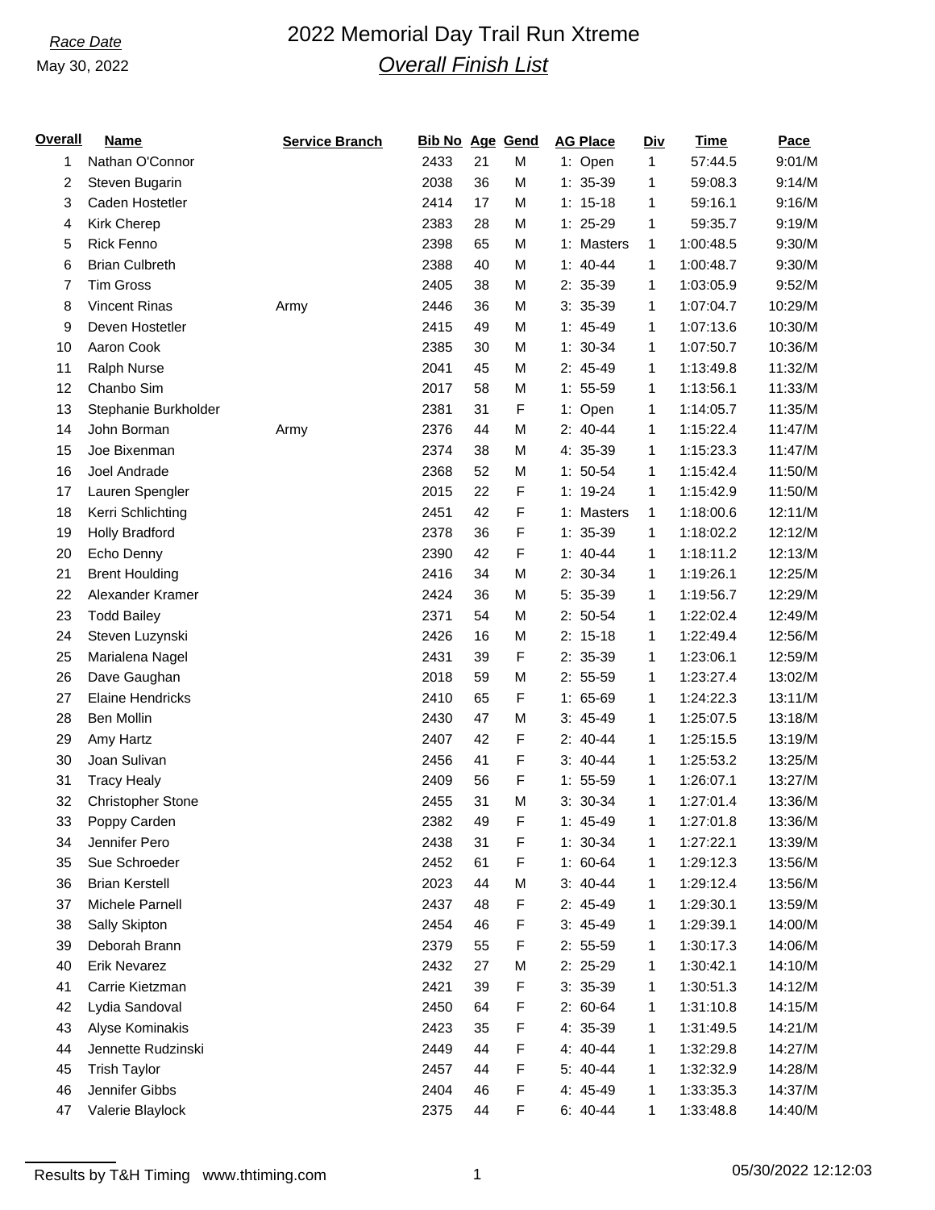*Race Date*

May 30, 2022

# 2022 Memorial Day Trail Run Xtreme

## *Overall Finish List*

| Overall | Name | Service Branch | Bib No | Age | Gend | AG Place | Div | Time | Pace |
|---|---|---|---|---|---|---|---|---|---|
| 1 | Nathan O'Connor | | 2433 | 21 | M | 1: Open | 1 | 57:44.5 | 9:01/M |
| 2 | Steven Bugarin | | 2038 | 36 | M | 1: 35-39 | 1 | 59:08.3 | 9:14/M |
| 3 | Caden Hostetler | | 2414 | 17 | M | 1: 15-18 | 1 | 59:16.1 | 9:16/M |
| 4 | Kirk Cherep | | 2383 | 28 | M | 1: 25-29 | 1 | 59:35.7 | 9:19/M |
| 5 | Rick Fenno | | 2398 | 65 | M | 1: Masters | 1 | 1:00:48.5 | 9:30/M |
| 6 | Brian Culbreth | | 2388 | 40 | M | 1: 40-44 | 1 | 1:00:48.7 | 9:30/M |
| 7 | Tim Gross | | 2405 | 38 | M | 2: 35-39 | 1 | 1:03:05.9 | 9:52/M |
| 8 | Vincent Rinas | Army | 2446 | 36 | M | 3: 35-39 | 1 | 1:07:04.7 | 10:29/M |
| 9 | Deven Hostetler | | 2415 | 49 | M | 1: 45-49 | 1 | 1:07:13.6 | 10:30/M |
| 10 | Aaron Cook | | 2385 | 30 | M | 1: 30-34 | 1 | 1:07:50.7 | 10:36/M |
| 11 | Ralph Nurse | | 2041 | 45 | M | 2: 45-49 | 1 | 1:13:49.8 | 11:32/M |
| 12 | Chanbo Sim | | 2017 | 58 | M | 1: 55-59 | 1 | 1:13:56.1 | 11:33/M |
| 13 | Stephanie Burkholder | | 2381 | 31 | F | 1: Open | 1 | 1:14:05.7 | 11:35/M |
| 14 | John Borman | Army | 2376 | 44 | M | 2: 40-44 | 1 | 1:15:22.4 | 11:47/M |
| 15 | Joe Bixenman | | 2374 | 38 | M | 4: 35-39 | 1 | 1:15:23.3 | 11:47/M |
| 16 | Joel Andrade | | 2368 | 52 | M | 1: 50-54 | 1 | 1:15:42.4 | 11:50/M |
| 17 | Lauren Spengler | | 2015 | 22 | F | 1: 19-24 | 1 | 1:15:42.9 | 11:50/M |
| 18 | Kerri Schlichting | | 2451 | 42 | F | 1: Masters | 1 | 1:18:00.6 | 12:11/M |
| 19 | Holly Bradford | | 2378 | 36 | F | 1: 35-39 | 1 | 1:18:02.2 | 12:12/M |
| 20 | Echo Denny | | 2390 | 42 | F | 1: 40-44 | 1 | 1:18:11.2 | 12:13/M |
| 21 | Brent Houlding | | 2416 | 34 | M | 2: 30-34 | 1 | 1:19:26.1 | 12:25/M |
| 22 | Alexander Kramer | | 2424 | 36 | M | 5: 35-39 | 1 | 1:19:56.7 | 12:29/M |
| 23 | Todd Bailey | | 2371 | 54 | M | 2: 50-54 | 1 | 1:22:02.4 | 12:49/M |
| 24 | Steven Luzynski | | 2426 | 16 | M | 2: 15-18 | 1 | 1:22:49.4 | 12:56/M |
| 25 | Marialena Nagel | | 2431 | 39 | F | 2: 35-39 | 1 | 1:23:06.1 | 12:59/M |
| 26 | Dave Gaughan | | 2018 | 59 | M | 2: 55-59 | 1 | 1:23:27.4 | 13:02/M |
| 27 | Elaine Hendricks | | 2410 | 65 | F | 1: 65-69 | 1 | 1:24:22.3 | 13:11/M |
| 28 | Ben Mollin | | 2430 | 47 | M | 3: 45-49 | 1 | 1:25:07.5 | 13:18/M |
| 29 | Amy Hartz | | 2407 | 42 | F | 2: 40-44 | 1 | 1:25:15.5 | 13:19/M |
| 30 | Joan Sulivan | | 2456 | 41 | F | 3: 40-44 | 1 | 1:25:53.2 | 13:25/M |
| 31 | Tracy Healy | | 2409 | 56 | F | 1: 55-59 | 1 | 1:26:07.1 | 13:27/M |
| 32 | Christopher Stone | | 2455 | 31 | M | 3: 30-34 | 1 | 1:27:01.4 | 13:36/M |
| 33 | Poppy Carden | | 2382 | 49 | F | 1: 45-49 | 1 | 1:27:01.8 | 13:36/M |
| 34 | Jennifer Pero | | 2438 | 31 | F | 1: 30-34 | 1 | 1:27:22.1 | 13:39/M |
| 35 | Sue Schroeder | | 2452 | 61 | F | 1: 60-64 | 1 | 1:29:12.3 | 13:56/M |
| 36 | Brian Kerstell | | 2023 | 44 | M | 3: 40-44 | 1 | 1:29:12.4 | 13:56/M |
| 37 | Michele Parnell | | 2437 | 48 | F | 2: 45-49 | 1 | 1:29:30.1 | 13:59/M |
| 38 | Sally Skipton | | 2454 | 46 | F | 3: 45-49 | 1 | 1:29:39.1 | 14:00/M |
| 39 | Deborah Brann | | 2379 | 55 | F | 2: 55-59 | 1 | 1:30:17.3 | 14:06/M |
| 40 | Erik Nevarez | | 2432 | 27 | M | 2: 25-29 | 1 | 1:30:42.1 | 14:10/M |
| 41 | Carrie Kietzman | | 2421 | 39 | F | 3: 35-39 | 1 | 1:30:51.3 | 14:12/M |
| 42 | Lydia Sandoval | | 2450 | 64 | F | 2: 60-64 | 1 | 1:31:10.8 | 14:15/M |
| 43 | Alyse Kominakis | | 2423 | 35 | F | 4: 35-39 | 1 | 1:31:49.5 | 14:21/M |
| 44 | Jennette Rudzinski | | 2449 | 44 | F | 4: 40-44 | 1 | 1:32:29.8 | 14:27/M |
| 45 | Trish Taylor | | 2457 | 44 | F | 5: 40-44 | 1 | 1:32:32.9 | 14:28/M |
| 46 | Jennifer Gibbs | | 2404 | 46 | F | 4: 45-49 | 1 | 1:33:35.3 | 14:37/M |
| 47 | Valerie Blaylock | | 2375 | 44 | F | 6: 40-44 | 1 | 1:33:48.8 | 14:40/M |

Results by T&H Timing www.thtiming.com

05/30/2022 12:12:03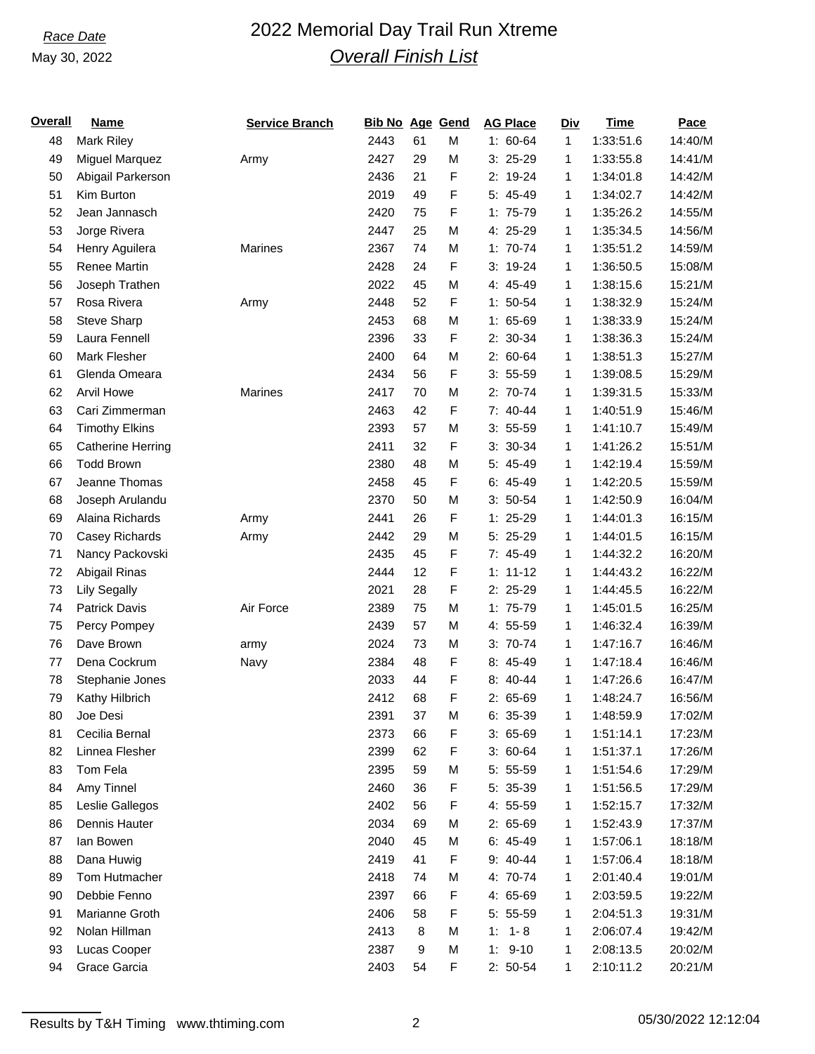Race Date
May 30, 2022

# 2022 Memorial Day Trail Run Xtreme
## *Overall Finish List*

| Overall | Name | Service Branch | Bib No | Age | Gend | AG Place | Div | Time | Pace |
|---|---|---|---|---|---|---|---|---|---|
| 48 | Mark Riley | | 2443 | 61 | M | 1: 60-64 | 1 | 1:33:51.6 | 14:40/M |
| 49 | Miguel Marquez | Army | 2427 | 29 | M | 3: 25-29 | 1 | 1:33:55.8 | 14:41/M |
| 50 | Abigail Parkerson | | 2436 | 21 | F | 2: 19-24 | 1 | 1:34:01.8 | 14:42/M |
| 51 | Kim Burton | | 2019 | 49 | F | 5: 45-49 | 1 | 1:34:02.7 | 14:42/M |
| 52 | Jean Jannasch | | 2420 | 75 | F | 1: 75-79 | 1 | 1:35:26.2 | 14:55/M |
| 53 | Jorge Rivera | | 2447 | 25 | M | 4: 25-29 | 1 | 1:35:34.5 | 14:56/M |
| 54 | Henry Aguilera | Marines | 2367 | 74 | M | 1: 70-74 | 1 | 1:35:51.2 | 14:59/M |
| 55 | Renee Martin | | 2428 | 24 | F | 3: 19-24 | 1 | 1:36:50.5 | 15:08/M |
| 56 | Joseph Trathen | | 2022 | 45 | M | 4: 45-49 | 1 | 1:38:15.6 | 15:21/M |
| 57 | Rosa Rivera | Army | 2448 | 52 | F | 1: 50-54 | 1 | 1:38:32.9 | 15:24/M |
| 58 | Steve Sharp | | 2453 | 68 | M | 1: 65-69 | 1 | 1:38:33.9 | 15:24/M |
| 59 | Laura Fennell | | 2396 | 33 | F | 2: 30-34 | 1 | 1:38:36.3 | 15:24/M |
| 60 | Mark Flesher | | 2400 | 64 | M | 2: 60-64 | 1 | 1:38:51.3 | 15:27/M |
| 61 | Glenda Omeara | | 2434 | 56 | F | 3: 55-59 | 1 | 1:39:08.5 | 15:29/M |
| 62 | Arvil Howe | Marines | 2417 | 70 | M | 2: 70-74 | 1 | 1:39:31.5 | 15:33/M |
| 63 | Cari Zimmerman | | 2463 | 42 | F | 7: 40-44 | 1 | 1:40:51.9 | 15:46/M |
| 64 | Timothy Elkins | | 2393 | 57 | M | 3: 55-59 | 1 | 1:41:10.7 | 15:49/M |
| 65 | Catherine Herring | | 2411 | 32 | F | 3: 30-34 | 1 | 1:41:26.2 | 15:51/M |
| 66 | Todd Brown | | 2380 | 48 | M | 5: 45-49 | 1 | 1:42:19.4 | 15:59/M |
| 67 | Jeanne Thomas | | 2458 | 45 | F | 6: 45-49 | 1 | 1:42:20.5 | 15:59/M |
| 68 | Joseph Arulandu | | 2370 | 50 | M | 3: 50-54 | 1 | 1:42:50.9 | 16:04/M |
| 69 | Alaina Richards | Army | 2441 | 26 | F | 1: 25-29 | 1 | 1:44:01.3 | 16:15/M |
| 70 | Casey Richards | Army | 2442 | 29 | M | 5: 25-29 | 1 | 1:44:01.5 | 16:15/M |
| 71 | Nancy Packovski | | 2435 | 45 | F | 7: 45-49 | 1 | 1:44:32.2 | 16:20/M |
| 72 | Abigail Rinas | | 2444 | 12 | F | 1: 11-12 | 1 | 1:44:43.2 | 16:22/M |
| 73 | Lily Segally | | 2021 | 28 | F | 2: 25-29 | 1 | 1:44:45.5 | 16:22/M |
| 74 | Patrick Davis | Air Force | 2389 | 75 | M | 1: 75-79 | 1 | 1:45:01.5 | 16:25/M |
| 75 | Percy Pompey | | 2439 | 57 | M | 4: 55-59 | 1 | 1:46:32.4 | 16:39/M |
| 76 | Dave Brown | army | 2024 | 73 | M | 3: 70-74 | 1 | 1:47:16.7 | 16:46/M |
| 77 | Dena Cockrum | Navy | 2384 | 48 | F | 8: 45-49 | 1 | 1:47:18.4 | 16:46/M |
| 78 | Stephanie Jones | | 2033 | 44 | F | 8: 40-44 | 1 | 1:47:26.6 | 16:47/M |
| 79 | Kathy Hilbrich | | 2412 | 68 | F | 2: 65-69 | 1 | 1:48:24.7 | 16:56/M |
| 80 | Joe Desi | | 2391 | 37 | M | 6: 35-39 | 1 | 1:48:59.9 | 17:02/M |
| 81 | Cecilia Bernal | | 2373 | 66 | F | 3: 65-69 | 1 | 1:51:14.1 | 17:23/M |
| 82 | Linnea Flesher | | 2399 | 62 | F | 3: 60-64 | 1 | 1:51:37.1 | 17:26/M |
| 83 | Tom Fela | | 2395 | 59 | M | 5: 55-59 | 1 | 1:51:54.6 | 17:29/M |
| 84 | Amy Tinnel | | 2460 | 36 | F | 5: 35-39 | 1 | 1:51:56.5 | 17:29/M |
| 85 | Leslie Gallegos | | 2402 | 56 | F | 4: 55-59 | 1 | 1:52:15.7 | 17:32/M |
| 86 | Dennis Hauter | | 2034 | 69 | M | 2: 65-69 | 1 | 1:52:43.9 | 17:37/M |
| 87 | Ian Bowen | | 2040 | 45 | M | 6: 45-49 | 1 | 1:57:06.1 | 18:18/M |
| 88 | Dana Huwig | | 2419 | 41 | F | 9: 40-44 | 1 | 1:57:06.4 | 18:18/M |
| 89 | Tom Hutmacher | | 2418 | 74 | M | 4: 70-74 | 1 | 2:01:40.4 | 19:01/M |
| 90 | Debbie Fenno | | 2397 | 66 | F | 4: 65-69 | 1 | 2:03:59.5 | 19:22/M |
| 91 | Marianne Groth | | 2406 | 58 | F | 5: 55-59 | 1 | 2:04:51.3 | 19:31/M |
| 92 | Nolan Hillman | | 2413 | 8 | M | 1: 1- 8 | 1 | 2:06:07.4 | 19:42/M |
| 93 | Lucas Cooper | | 2387 | 9 | M | 1: 9-10 | 1 | 2:08:13.5 | 20:02/M |
| 94 | Grace Garcia | | 2403 | 54 | F | 2: 50-54 | 1 | 2:10:11.2 | 20:21/M |

Results by T&H Timing www.thtiming.com 05/30/2022 12:12:04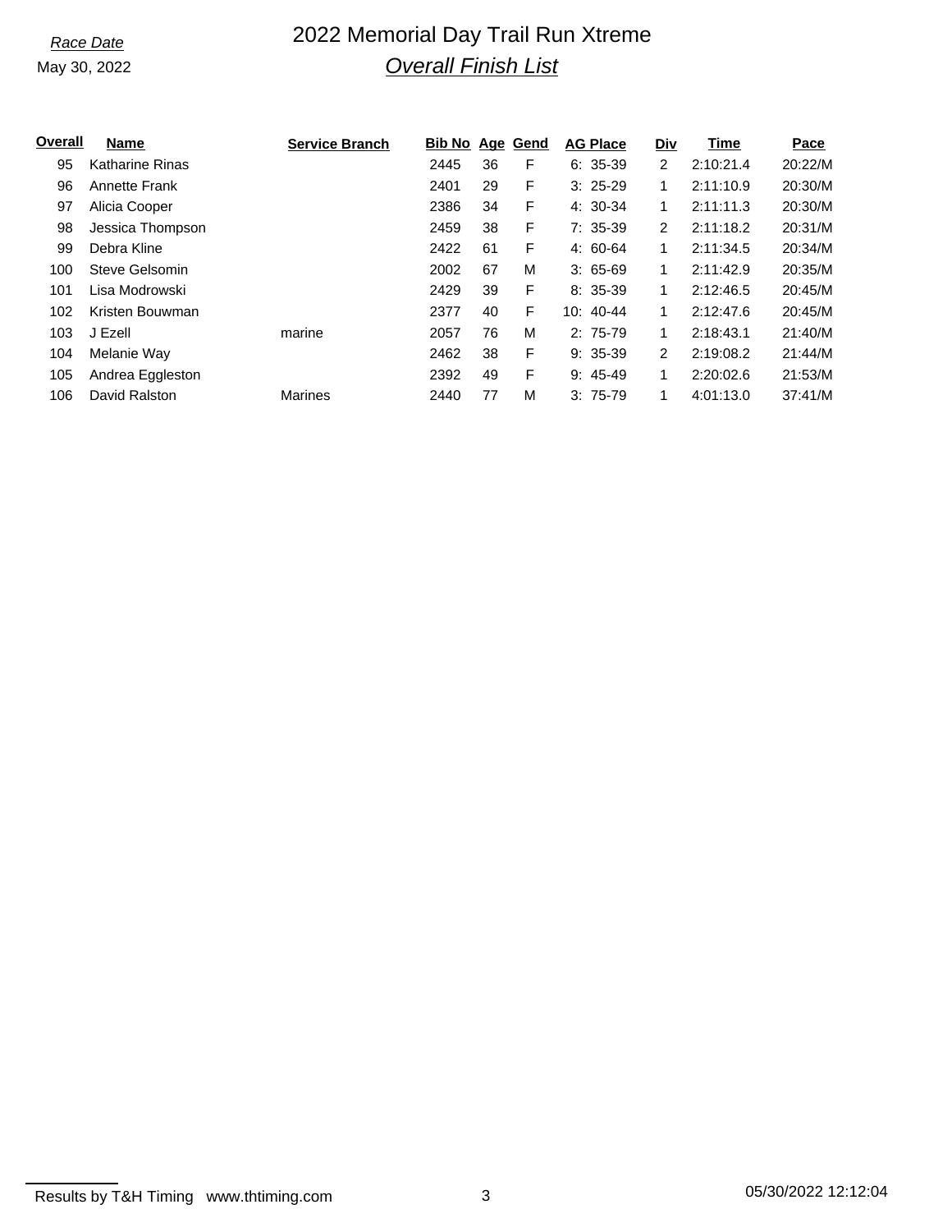*Race Date*

May 30, 2022

# 2022 Memorial Day Trail Run Xtreme

## *Overall Finish List*

| Overall | Name | Service Branch | Bib No | Age | Gend | AG Place | Div | Time | Pace |
|---|---|---|---|---|---|---|---|---|---|
| 95 | Katharine Rinas | | 2445 | 36 | F | 6: 35-39 | 2 | 2:10:21.4 | 20:22/M |
| 96 | Annette Frank | | 2401 | 29 | F | 3: 25-29 | 1 | 2:11:10.9 | 20:30/M |
| 97 | Alicia Cooper | | 2386 | 34 | F | 4: 30-34 | 1 | 2:11:11.3 | 20:30/M |
| 98 | Jessica Thompson | | 2459 | 38 | F | 7: 35-39 | 2 | 2:11:18.2 | 20:31/M |
| 99 | Debra Kline | | 2422 | 61 | F | 4: 60-64 | 1 | 2:11:34.5 | 20:34/M |
| 100 | Steve Gelsomin | | 2002 | 67 | M | 3: 65-69 | 1 | 2:11:42.9 | 20:35/M |
| 101 | Lisa Modrowski | | 2429 | 39 | F | 8: 35-39 | 1 | 2:12:46.5 | 20:45/M |
| 102 | Kristen Bouwman | | 2377 | 40 | F | 10: 40-44 | 1 | 2:12:47.6 | 20:45/M |
| 103 | J Ezell | marine | 2057 | 76 | M | 2: 75-79 | 1 | 2:18:43.1 | 21:40/M |
| 104 | Melanie Way | | 2462 | 38 | F | 9: 35-39 | 2 | 2:19:08.2 | 21:44/M |
| 105 | Andrea Eggleston | | 2392 | 49 | F | 9: 45-49 | 1 | 2:20:02.6 | 21:53/M |
| 106 | David Ralston | Marines | 2440 | 77 | M | 3: 75-79 | 1 | 4:01:13.0 | 37:41/M |

Results by T&H Timing www.thtiming.com

05/30/2022 12:12:04